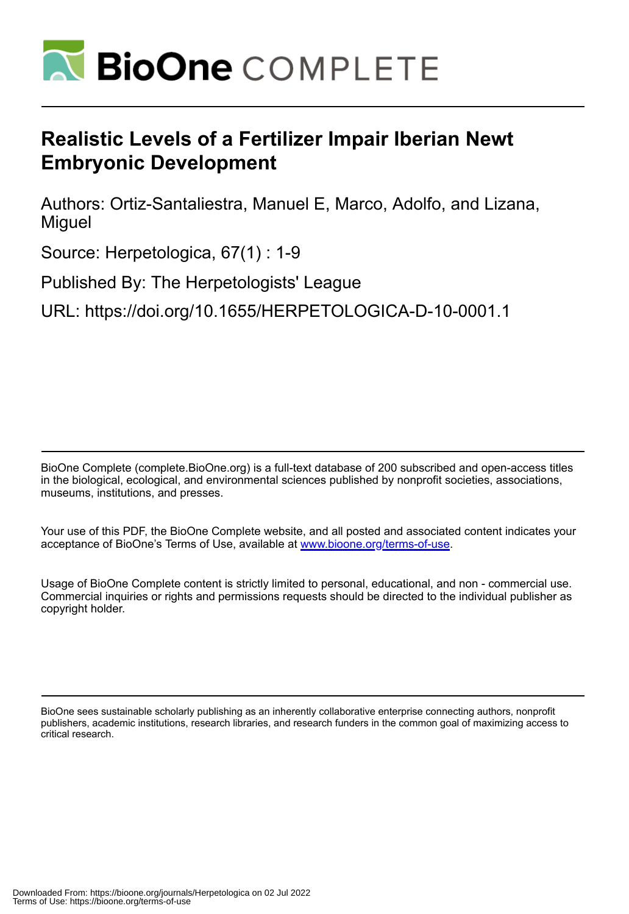# Realistic Levels of a Fertilizer Impair Iberian Newt Embryonic Development

Authors: Ortiz-Santaliestra, Manuel E, Marco, Adolfo, and Lizana, Miguel

Source: Herpetologica, 67(1) : 1-9

Published By: The Herpetologists' League

URL: https://doi.org/10.1655/HERPETOLOGICA-D-10-0001.1

---

BioOne Complete (complete.BioOne.org) is a full-text database of 200 subscribed and open-access titles in the biological, ecological, and environmental sciences published by nonprofit societies, associations, museums, institutions, and presses.

Your use of this PDF, the BioOne Complete website, and all posted and associated content indicates your acceptance of BioOne's Terms of Use, available at www.bioone.org/terms-of-use.

Usage of BioOne Complete content is strictly limited to personal, educational, and non - commercial use. Commercial inquiries or rights and permissions requests should be directed to the individual publisher as copyright holder.

---

BioOne sees sustainable scholarly publishing as an inherently collaborative enterprise connecting authors, nonprofit publishers, academic institutions, research libraries, and research funders in the common goal of maximizing access to critical research.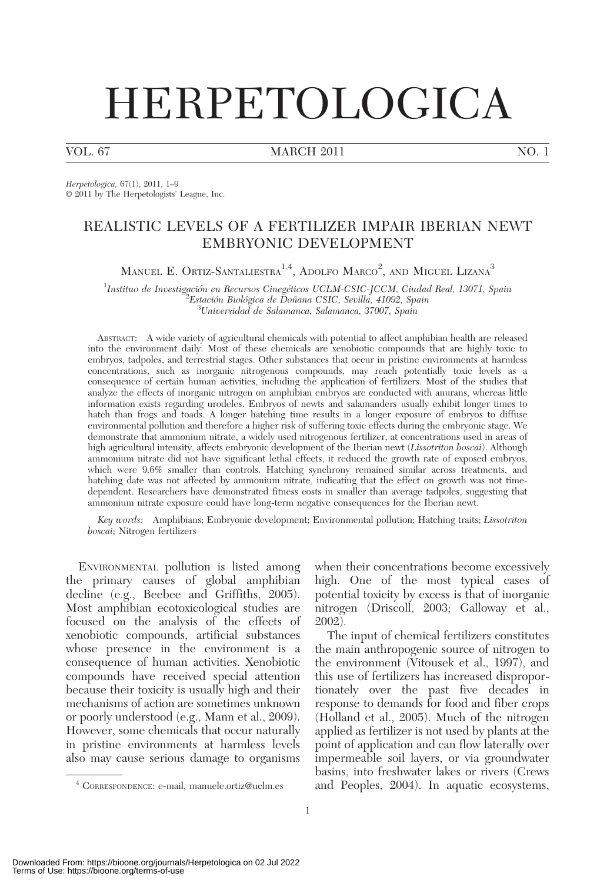# HERPETOLOGICA

VOL. 67 MARCH 2011 NO. 1

*Herpetologica,* 67(1), 2011, 1–9
© 2011 by The Herpetologists' League, Inc.

## REALISTIC LEVELS OF A FERTILIZER IMPAIR IBERIAN NEWT EMBRYONIC DEVELOPMENT

Manuel E. Ortiz-Santaliestra[1,4], Adolfo Marco[2], and Miguel Lizana[3]

[1]*Instituo de Investigación en Recursos Cinegéticos UCLM-CSIC-JCCM, Ciudad Real, 13071, Spain*
[2]*Estación Biológica de Doñana CSIC, Sevilla, 41092, Spain*
[3]*Universidad de Salamanca, Salamanca, 37007, Spain*

Abstract: A wide variety of agricultural chemicals with potential to affect amphibian health are released into the environment daily. Most of these chemicals are xenobiotic compounds that are highly toxic to embryos, tadpoles, and terrestrial stages. Other substances that occur in pristine environments at harmless concentrations, such as inorganic nitrogenous compounds, may reach potentially toxic levels as a consequence of certain human activities, including the application of fertilizers. Most of the studies that analyze the effects of inorganic nitrogen on amphibian embryos are conducted with anurans, whereas little information exists regarding urodeles. Embryos of newts and salamanders usually exhibit longer times to hatch than frogs and toads. A longer hatching time results in a longer exposure of embryos to diffuse environmental pollution and therefore a higher risk of suffering toxic effects during the embryonic stage. We demonstrate that ammonium nitrate, a widely used nitrogenous fertilizer, at concentrations used in areas of high agricultural intensity, affects embryonic development of the Iberian newt (*Lissotriton boscai*). Although ammonium nitrate did not have significant lethal effects, it reduced the growth rate of exposed embryos, which were 9.6% smaller than controls. Hatching synchrony remained similar across treatments, and hatching date was not affected by ammonium nitrate, indicating that the effect on growth was not time-dependent. Researchers have demonstrated fitness costs in smaller than average tadpoles, suggesting that ammonium nitrate exposure could have long-term negative consequences for the Iberian newt.

*Key words:* Amphibians; Embryonic development; Environmental pollution; Hatching traits; *Lissotriton boscai*; Nitrogen fertilizers

Environmental pollution is listed among the primary causes of global amphibian decline (e.g., Beebee and Griffiths, 2005). Most amphibian ecotoxicological studies are focused on the analysis of the effects of xenobiotic compounds, artificial substances whose presence in the environment is a consequence of human activities. Xenobiotic compounds have received special attention because their toxicity is usually high and their mechanisms of action are sometimes unknown or poorly understood (e.g., Mann et al., 2009). However, some chemicals that occur naturally in pristine environments at harmless levels also may cause serious damage to organisms when their concentrations become excessively high. One of the most typical cases of potential toxicity by excess is that of inorganic nitrogen (Driscoll, 2003; Galloway et al., 2002).

The input of chemical fertilizers constitutes the main anthropogenic source of nitrogen to the environment (Vitousek et al., 1997), and this use of fertilizers has increased disproportionately over the past five decades in response to demands for food and fiber crops (Holland et al., 2005). Much of the nitrogen applied as fertilizer is not used by plants at the point of application and can flow laterally over impermeable soil layers, or via groundwater basins, into freshwater lakes or rivers (Crews and Peoples, 2004). In aquatic ecosystems,

[4] Correspondence: e-mail, manuele.ortiz@uclm.es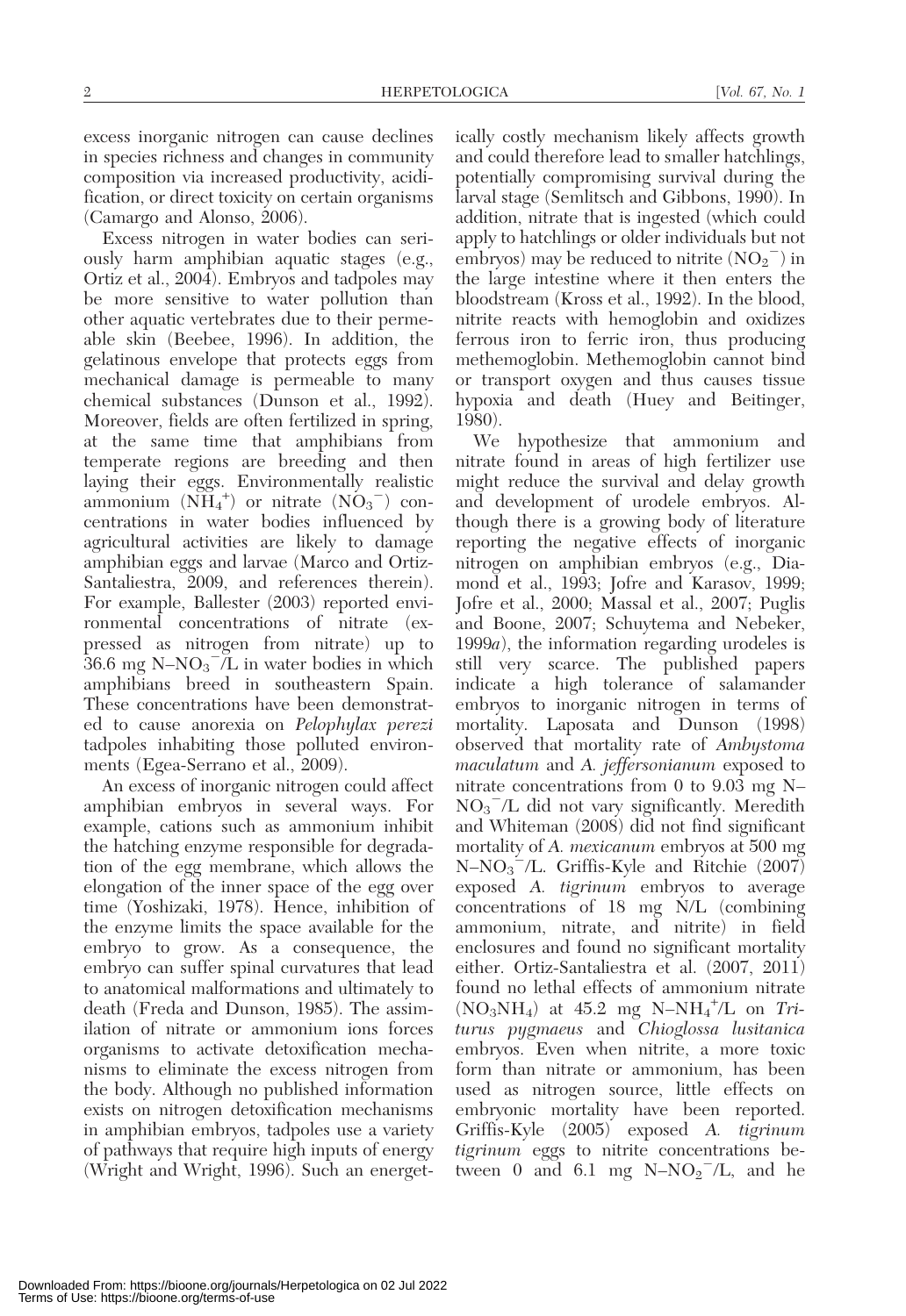excess inorganic nitrogen can cause declines in species richness and changes in community composition via increased productivity, acidification, or direct toxicity on certain organisms (Camargo and Alonso, 2006).

Excess nitrogen in water bodies can seriously harm amphibian aquatic stages (e.g., Ortiz et al., 2004). Embryos and tadpoles may be more sensitive to water pollution than other aquatic vertebrates due to their permeable skin (Beebee, 1996). In addition, the gelatinous envelope that protects eggs from mechanical damage is permeable to many chemical substances (Dunson et al., 1992). Moreover, fields are often fertilized in spring, at the same time that amphibians from temperate regions are breeding and then laying their eggs. Environmentally realistic ammonium ($NH_4^+$) or nitrate ($NO_3^-$) concentrations in water bodies influenced by agricultural activities are likely to damage amphibian eggs and larvae (Marco and Ortiz-Santaliestra, 2009, and references therein). For example, Ballester (2003) reported environmental concentrations of nitrate (expressed as nitrogen from nitrate) up to 36.6 mg $N–NO_3^-$/L in water bodies in which amphibians breed in southeastern Spain. These concentrations have been demonstrated to cause anorexia on *Pelophylax perezi* tadpoles inhabiting those polluted environments (Egea-Serrano et al., 2009).

An excess of inorganic nitrogen could affect amphibian embryos in several ways. For example, cations such as ammonium inhibit the hatching enzyme responsible for degradation of the egg membrane, which allows the elongation of the inner space of the egg over time (Yoshizaki, 1978). Hence, inhibition of the enzyme limits the space available for the embryo to grow. As a consequence, the embryo can suffer spinal curvatures that lead to anatomical malformations and ultimately to death (Freda and Dunson, 1985). The assimilation of nitrate or ammonium ions forces organisms to activate detoxification mechanisms to eliminate the excess nitrogen from the body. Although no published information exists on nitrogen detoxification mechanisms in amphibian embryos, tadpoles use a variety of pathways that require high inputs of energy (Wright and Wright, 1996). Such an energetically costly mechanism likely affects growth and could therefore lead to smaller hatchlings, potentially compromising survival during the larval stage (Semlitsch and Gibbons, 1990). In addition, nitrate that is ingested (which could apply to hatchlings or older individuals but not embryos) may be reduced to nitrite ($NO_2^-$) in the large intestine where it then enters the bloodstream (Kross et al., 1992). In the blood, nitrite reacts with hemoglobin and oxidizes ferrous iron to ferric iron, thus producing methemoglobin. Methemoglobin cannot bind or transport oxygen and thus causes tissue hypoxia and death (Huey and Beitinger, 1980).

We hypothesize that ammonium and nitrate found in areas of high fertilizer use might reduce the survival and delay growth and development of urodele embryos. Although there is a growing body of literature reporting the negative effects of inorganic nitrogen on amphibian embryos (e.g., Diamond et al., 1993; Jofre and Karasov, 1999; Jofre et al., 2000; Massal et al., 2007; Puglis and Boone, 2007; Schuytema and Nebeker, 1999*a*), the information regarding urodeles is still very scarce. The published papers indicate a high tolerance of salamander embryos to inorganic nitrogen in terms of mortality. Laposata and Dunson (1998) observed that mortality rate of *Ambystoma maculatum* and *A. jeffersonianum* exposed to nitrate concentrations from 0 to 9.03 mg $N–NO_3^-$/L did not vary significantly. Meredith and Whiteman (2008) did not find significant mortality of *A. mexicanum* embryos at 500 mg $N–NO_3^-$/L. Griffis-Kyle and Ritchie (2007) exposed *A. tigrinum* embryos to average concentrations of 18 mg N/L (combining ammonium, nitrate, and nitrite) in field enclosures and found no significant mortality either. Ortiz-Santaliestra et al. (2007, 2011) found no lethal effects of ammonium nitrate ($NO_3NH_4$) at 45.2 mg $N–NH_4^+$/L on *Triturus pygmaeus* and *Chioglossa lusitanica* embryos. Even when nitrite, a more toxic form than nitrate or ammonium, has been used as nitrogen source, little effects on embryonic mortality have been reported. Griffis-Kyle (2005) exposed *A. tigrinum tigrinum* eggs to nitrite concentrations between 0 and 6.1 mg $N–NO_2^-$/L, and he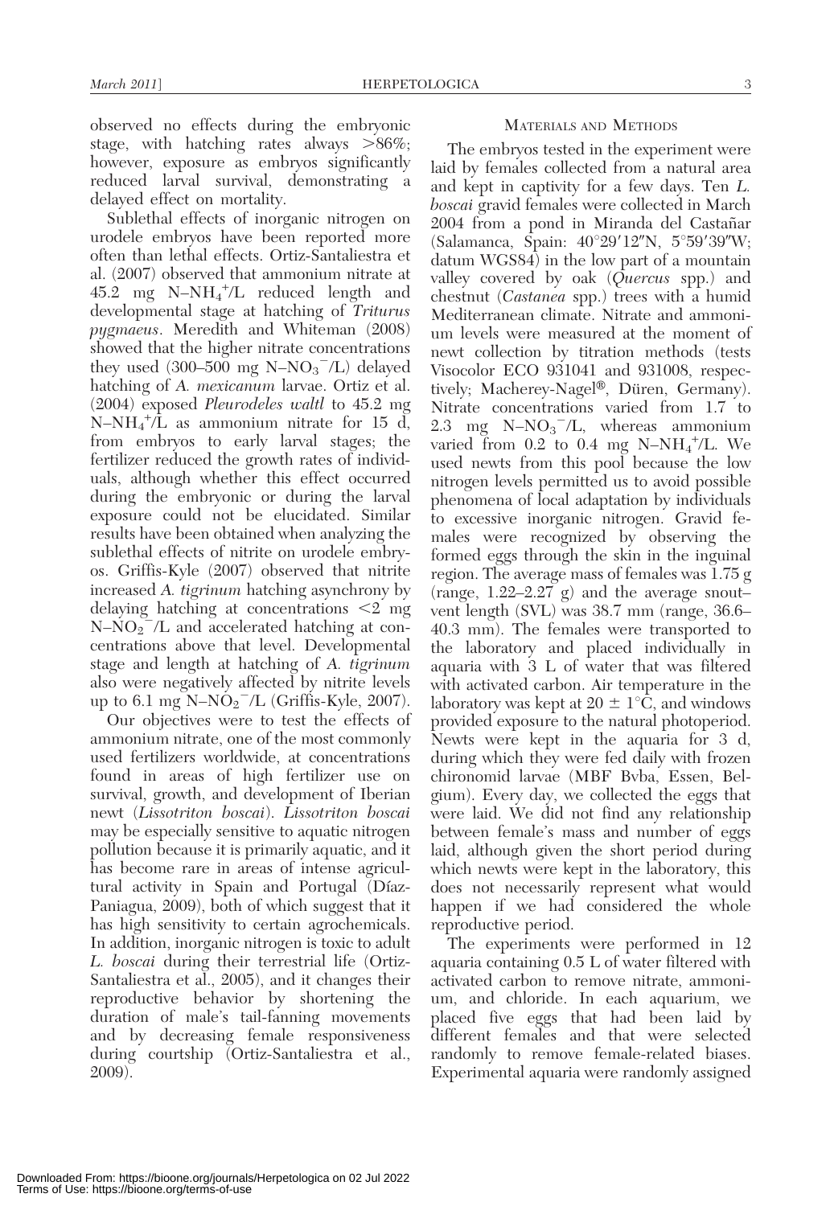observed no effects during the embryonic stage, with hatching rates always >86%; however, exposure as embryos significantly reduced larval survival, demonstrating a delayed effect on mortality.

Sublethal effects of inorganic nitrogen on urodele embryos have been reported more often than lethal effects. Ortiz-Santaliestra et al. (2007) observed that ammonium nitrate at 45.2 mg $N–NH_4^+$/L reduced length and developmental stage at hatching of *Triturus pygmaeus*. Meredith and Whiteman (2008) showed that the higher nitrate concentrations they used (300–500 mg $N–NO_3^-$/L) delayed hatching of *A. mexicanum* larvae. Ortiz et al. (2004) exposed *Pleurodeles waltl* to 45.2 mg $N–NH_4^+$/L as ammonium nitrate for 15 d, from embryos to early larval stages; the fertilizer reduced the growth rates of individuals, although whether this effect occurred during the embryonic or during the larval exposure could not be elucidated. Similar results have been obtained when analyzing the sublethal effects of nitrite on urodele embryos. Griffis-Kyle (2007) observed that nitrite increased *A. tigrinum* hatching asynchrony by delaying hatching at concentrations <2 mg $N–NO_2^-$/L and accelerated hatching at concentrations above that level. Developmental stage and length at hatching of *A. tigrinum* also were negatively affected by nitrite levels up to 6.1 mg $N–NO_2^-$/L (Griffis-Kyle, 2007).

Our objectives were to test the effects of ammonium nitrate, one of the most commonly used fertilizers worldwide, at concentrations found in areas of high fertilizer use on survival, growth, and development of Iberian newt (*Lissotriton boscai*). *Lissotriton boscai* may be especially sensitive to aquatic nitrogen pollution because it is primarily aquatic, and it has become rare in areas of intense agricultural activity in Spain and Portugal (Díaz-Paniagua, 2009), both of which suggest that it has high sensitivity to certain agrochemicals. In addition, inorganic nitrogen is toxic to adult *L. boscai* during their terrestrial life (Ortiz-Santaliestra et al., 2005), and it changes their reproductive behavior by shortening the duration of male's tail-fanning movements and by decreasing female responsiveness during courtship (Ortiz-Santaliestra et al., 2009).

## Materials and Methods

The embryos tested in the experiment were laid by females collected from a natural area and kept in captivity for a few days. Ten *L. boscai* gravid females were collected in March 2004 from a pond in Miranda del Castañar (Salamanca, Spain: 40°29′12″N, 5°59′39″W; datum WGS84) in the low part of a mountain valley covered by oak (*Quercus* spp.) and chestnut (*Castanea* spp.) trees with a humid Mediterranean climate. Nitrate and ammonium levels were measured at the moment of newt collection by titration methods (tests Visocolor ECO 931041 and 931008, respectively; Macherey-Nagel®, Düren, Germany). Nitrate concentrations varied from 1.7 to 2.3 mg $N–NO_3^-$/L, whereas ammonium varied from 0.2 to 0.4 mg $N–NH_4^+$/L. We used newts from this pool because the low nitrogen levels permitted us to avoid possible phenomena of local adaptation by individuals to excessive inorganic nitrogen. Gravid females were recognized by observing the formed eggs through the skin in the inguinal region. The average mass of females was 1.75 g (range, 1.22–2.27 g) and the average snout–vent length (SVL) was 38.7 mm (range, 36.6–40.3 mm). The females were transported to the laboratory and placed individually in aquaria with 3 L of water that was filtered with activated carbon. Air temperature in the laboratory was kept at 20 ± 1°C, and windows provided exposure to the natural photoperiod. Newts were kept in the aquaria for 3 d, during which they were fed daily with frozen chironomid larvae (MBF Bvba, Essen, Belgium). Every day, we collected the eggs that were laid. We did not find any relationship between female's mass and number of eggs laid, although given the short period during which newts were kept in the laboratory, this does not necessarily represent what would happen if we had considered the whole reproductive period.

The experiments were performed in 12 aquaria containing 0.5 L of water filtered with activated carbon to remove nitrate, ammonium, and chloride. In each aquarium, we placed five eggs that had been laid by different females and that were selected randomly to remove female-related biases. Experimental aquaria were randomly assigned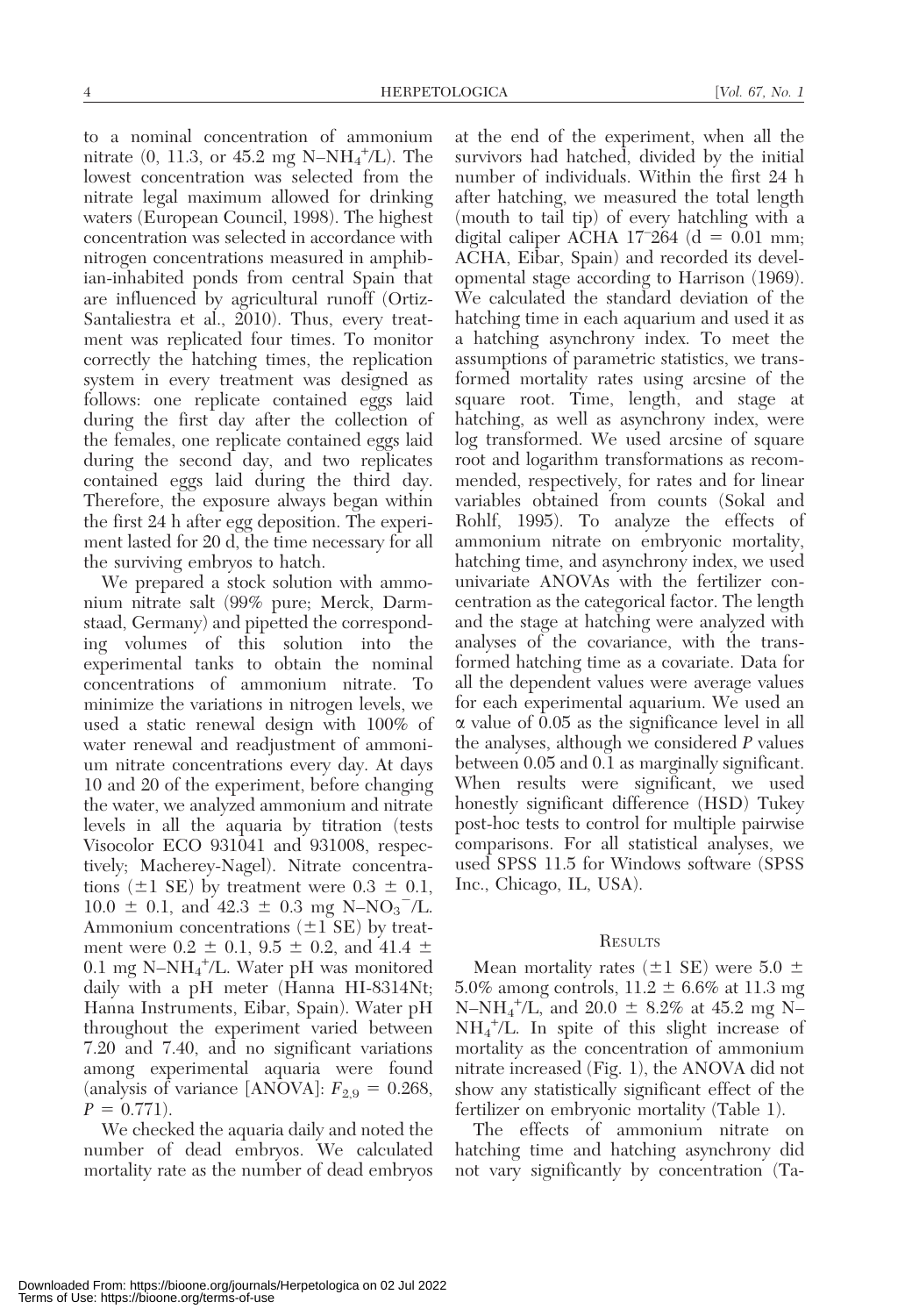to a nominal concentration of ammonium nitrate (0, 11.3, or 45.2 mg N–$NH_4^+$/L). The lowest concentration was selected from the nitrate legal maximum allowed for drinking waters (European Council, 1998). The highest concentration was selected in accordance with nitrogen concentrations measured in amphibian-inhabited ponds from central Spain that are influenced by agricultural runoff (Ortiz-Santaliestra et al., 2010). Thus, every treatment was replicated four times. To monitor correctly the hatching times, the replication system in every treatment was designed as follows: one replicate contained eggs laid during the first day after the collection of the females, one replicate contained eggs laid during the second day, and two replicates contained eggs laid during the third day. Therefore, the exposure always began within the first 24 h after egg deposition. The experiment lasted for 20 d, the time necessary for all the surviving embryos to hatch.

We prepared a stock solution with ammonium nitrate salt (99% pure; Merck, Darmstaad, Germany) and pipetted the corresponding volumes of this solution into the experimental tanks to obtain the nominal concentrations of ammonium nitrate. To minimize the variations in nitrogen levels, we used a static renewal design with 100% of water renewal and readjustment of ammonium nitrate concentrations every day. At days 10 and 20 of the experiment, before changing the water, we analyzed ammonium and nitrate levels in all the aquaria by titration (tests Visocolor ECO 931041 and 931008, respectively; Macherey-Nagel). Nitrate concentrations (±1 SE) by treatment were 0.3 ± 0.1, 10.0 ± 0.1, and 42.3 ± 0.3 mg N–$NO_3^-$/L. Ammonium concentrations (±1 SE) by treatment were 0.2 ± 0.1, 9.5 ± 0.2, and 41.4 ± 0.1 mg N–$NH_4^+$/L. Water pH was monitored daily with a pH meter (Hanna HI-8314Nt; Hanna Instruments, Eibar, Spain). Water pH throughout the experiment varied between 7.20 and 7.40, and no significant variations among experimental aquaria were found (analysis of variance [ANOVA]: $F_{2,9} = 0.268$, $P = 0.771$).

We checked the aquaria daily and noted the number of dead embryos. We calculated mortality rate as the number of dead embryos at the end of the experiment, when all the survivors had hatched, divided by the initial number of individuals. Within the first 24 h after hatching, we measured the total length (mouth to tail tip) of every hatchling with a digital caliper ACHA 17-264 (d = 0.01 mm; ACHA, Eibar, Spain) and recorded its developmental stage according to Harrison (1969). We calculated the standard deviation of the hatching time in each aquarium and used it as a hatching asynchrony index. To meet the assumptions of parametric statistics, we transformed mortality rates using arcsine of the square root. Time, length, and stage at hatching, as well as asynchrony index, were log transformed. We used arcsine of square root and logarithm transformations as recommended, respectively, for rates and for linear variables obtained from counts (Sokal and Rohlf, 1995). To analyze the effects of ammonium nitrate on embryonic mortality, hatching time, and asynchrony index, we used univariate ANOVAs with the fertilizer concentration as the categorical factor. The length and the stage at hatching were analyzed with analyses of the covariance, with the transformed hatching time as a covariate. Data for all the dependent values were average values for each experimental aquarium. We used an $\alpha$ value of 0.05 as the significance level in all the analyses, although we considered *P* values between 0.05 and 0.1 as marginally significant. When results were significant, we used honestly significant difference (HSD) Tukey post-hoc tests to control for multiple pairwise comparisons. For all statistical analyses, we used SPSS 11.5 for Windows software (SPSS Inc., Chicago, IL, USA).

## Results

Mean mortality rates (±1 SE) were 5.0 ± 5.0% among controls, 11.2 ± 6.6% at 11.3 mg N–$NH_4^+$/L, and 20.0 ± 8.2% at 45.2 mg N–$NH_4^+$/L. In spite of this slight increase of mortality as the concentration of ammonium nitrate increased (Fig. 1), the ANOVA did not show any statistically significant effect of the fertilizer on embryonic mortality (Table 1).

The effects of ammonium nitrate on hatching time and hatching asynchrony did not vary significantly by concentration (Ta-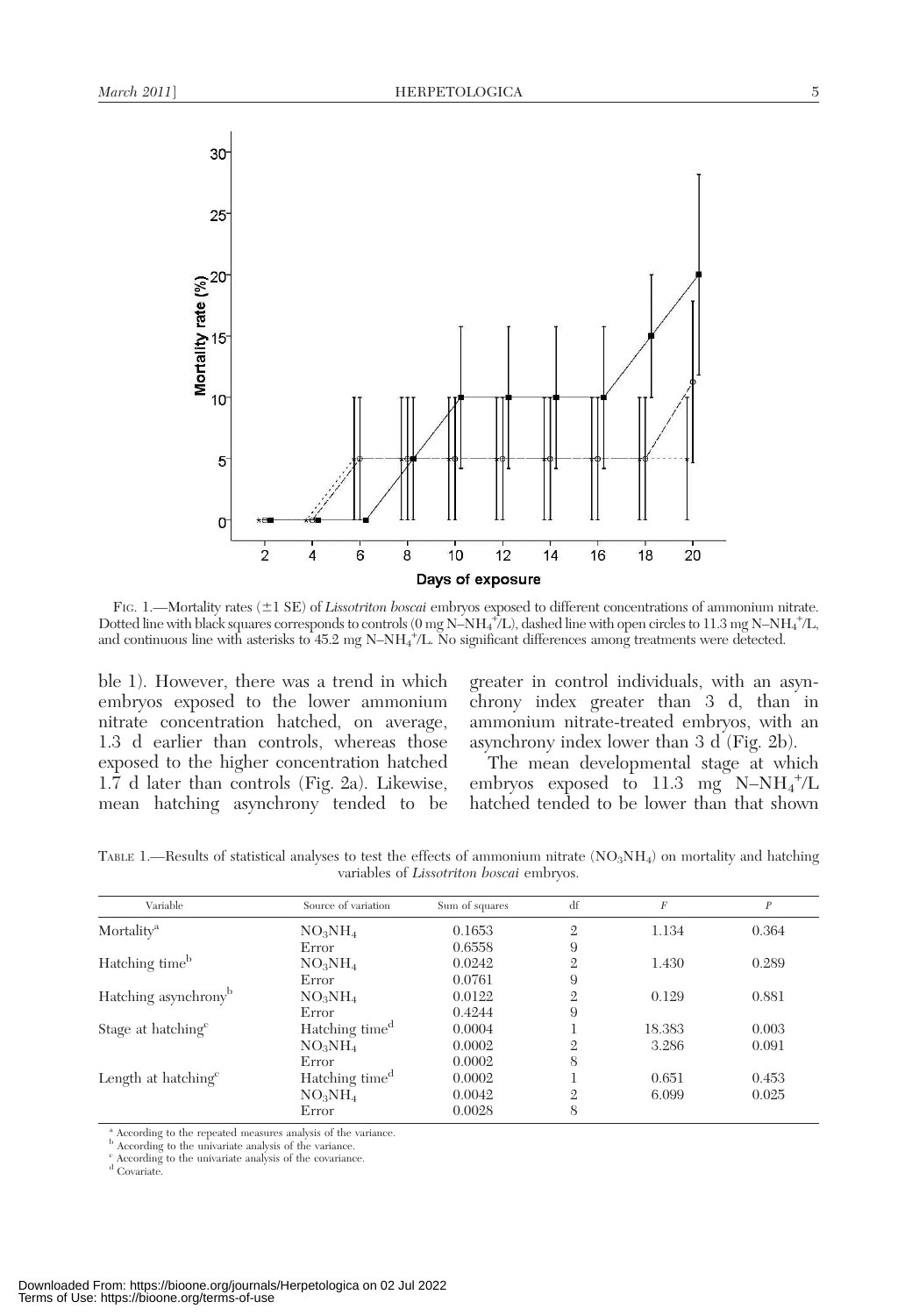FIG. 1.—Mortality rates (±1 SE) of *Lissotriton boscai* embryos exposed to different concentrations of ammonium nitrate. Dotted line with black squares corresponds to controls (0 mg N–$NH_4^+$/L), dashed line with open circles to 11.3 mg N–$NH_4^+$/L, and continuous line with asterisks to 45.2 mg N–$NH_4^+$/L. No significant differences among treatments were detected.

ble 1). However, there was a trend in which embryos exposed to the lower ammonium nitrate concentration hatched, on average, 1.3 d earlier than controls, whereas those exposed to the higher concentration hatched 1.7 d later than controls (Fig. 2a). Likewise, mean hatching asynchrony tended to be greater in control individuals, with an asynchrony index greater than 3 d, than in ammonium nitrate-treated embryos, with an asynchrony index lower than 3 d (Fig. 2b).

The mean developmental stage at which embryos exposed to 11.3 mg N–$NH_4^+$/L hatched tended to be lower than that shown

TABLE 1.—Results of statistical analyses to test the effects of ammonium nitrate ($NO_3NH_4$) on mortality and hatching variables of *Lissotriton boscai* embryos.

| Variable | Source of variation | Sum of squares | df | *F* | *P* |
|---|---|---|---|---|---|
| Mortality[a] | $NO_3NH_4$ | 0.1653 | 2 | 1.134 | 0.364 |
| | Error | 0.6558 | 9 | | |
| Hatching time[b] | $NO_3NH_4$ | 0.0242 | 2 | 1.430 | 0.289 |
| | Error | 0.0761 | 9 | | |
| Hatching asynchrony[b] | $NO_3NH_4$ | 0.0122 | 2 | 0.129 | 0.881 |
| | Error | 0.4244 | 9 | | |
| Stage at hatching[c] | Hatching time[d] | 0.0004 | 1 | 18.383 | 0.003 |
| | $NO_3NH_4$ | 0.0002 | 2 | 3.286 | 0.091 |
| | Error | 0.0002 | 8 | | |
| Length at hatching[c] | Hatching time[d] | 0.0002 | 1 | 0.651 | 0.453 |
| | $NO_3NH_4$ | 0.0042 | 2 | 6.099 | 0.025 |
| | Error | 0.0028 | 8 | | |

[a] According to the repeated measures analysis of the variance.
[b] According to the univariate analysis of the variance.
[c] According to the univariate analysis of the covariance.
[d] Covariate.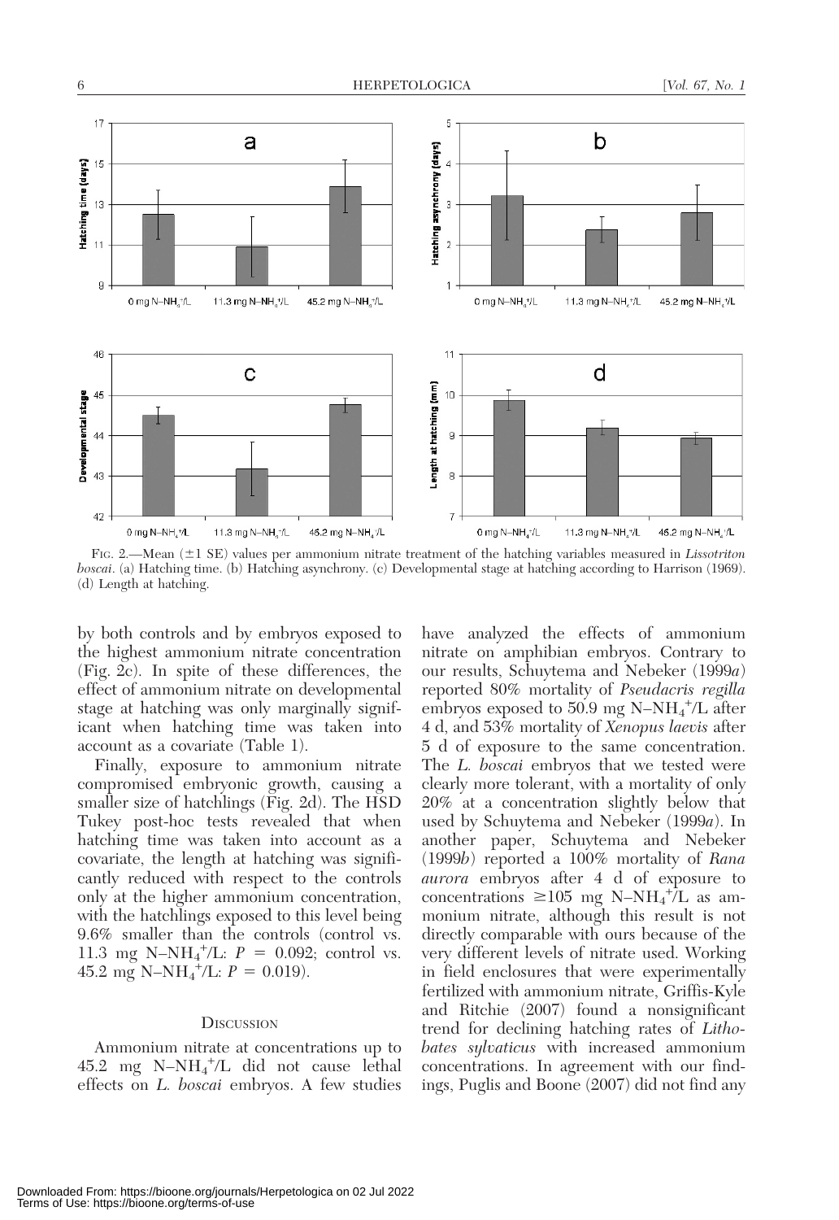FIG. 2.—Mean ($\pm$1 SE) values per ammonium nitrate treatment of the hatching variables measured in *Lissotriton boscai*. (a) Hatching time. (b) Hatching asynchrony. (c) Developmental stage at hatching according to Harrison (1969). (d) Length at hatching.

by both controls and by embryos exposed to the highest ammonium nitrate concentration (Fig. 2c). In spite of these differences, the effect of ammonium nitrate on developmental stage at hatching was only marginally significant when hatching time was taken into account as a covariate (Table 1).

Finally, exposure to ammonium nitrate compromised embryonic growth, causing a smaller size of hatchlings (Fig. 2d). The HSD Tukey post-hoc tests revealed that when hatching time was taken into account as a covariate, the length at hatching was significantly reduced with respect to the controls only at the higher ammonium concentration, with the hatchlings exposed to this level being 9.6% smaller than the controls (control vs. 11.3 mg $N–NH_4^+$/L: $P = 0.092$; control vs. 45.2 mg $N–NH_4^+$/L: $P = 0.019$).

## DISCUSSION

Ammonium nitrate at concentrations up to 45.2 mg $N–NH_4^+$/L did not cause lethal effects on *L. boscai* embryos. A few studies have analyzed the effects of ammonium nitrate on amphibian embryos. Contrary to our results, Schuytema and Nebeker (1999*a*) reported 80% mortality of *Pseudacris regilla* embryos exposed to 50.9 mg $N–NH_4^+$/L after 4 d, and 53% mortality of *Xenopus laevis* after 5 d of exposure to the same concentration. The *L. boscai* embryos that we tested were clearly more tolerant, with a mortality of only 20% at a concentration slightly below that used by Schuytema and Nebeker (1999*a*). In another paper, Schuytema and Nebeker (1999*b*) reported a 100% mortality of *Rana aurora* embryos after 4 d of exposure to concentrations $\geq$105 mg $N–NH_4^+$/L as ammonium nitrate, although this result is not directly comparable with ours because of the very different levels of nitrate used. Working in field enclosures that were experimentally fertilized with ammonium nitrate, Griffis-Kyle and Ritchie (2007) found a nonsignificant trend for declining hatching rates of *Lithobates sylvaticus* with increased ammonium concentrations. In agreement with our findings, Puglis and Boone (2007) did not find any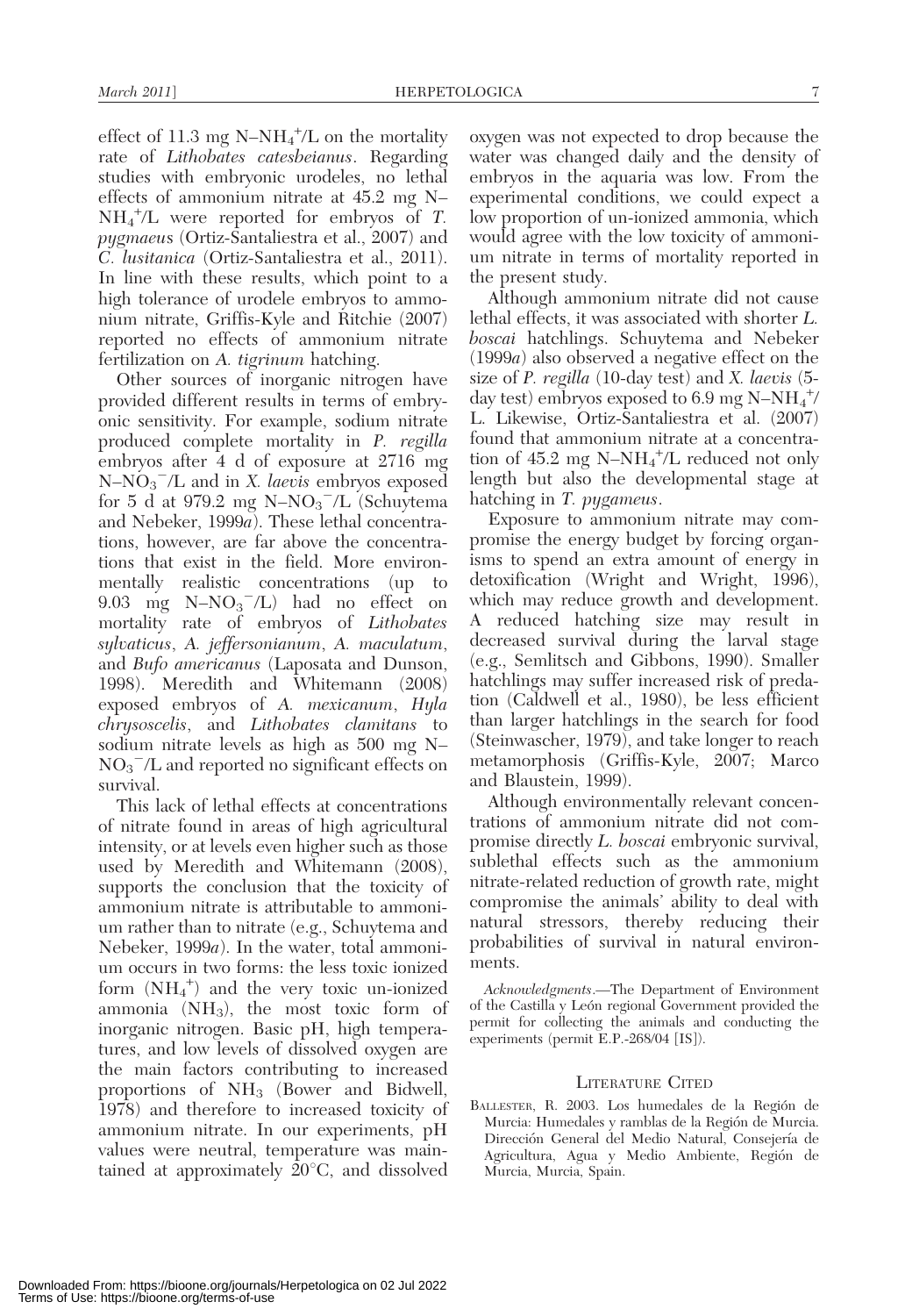effect of 11.3 mg $N–NH_4^+$/L on the mortality rate of *Lithobates catesbeianus*. Regarding studies with embryonic urodeles, no lethal effects of ammonium nitrate at 45.2 mg $N–NH_4^+$/L were reported for embryos of *T. pygmaeus* (Ortiz-Santaliestra et al., 2007) and *C. lusitanica* (Ortiz-Santaliestra et al., 2011). In line with these results, which point to a high tolerance of urodele embryos to ammonium nitrate, Griffis-Kyle and Ritchie (2007) reported no effects of ammonium nitrate fertilization on *A. tigrinum* hatching.

Other sources of inorganic nitrogen have provided different results in terms of embryonic sensitivity. For example, sodium nitrate produced complete mortality in *P. regilla* embryos after 4 d of exposure at 2716 mg $N–NO_3^-$/L and in *X. laevis* embryos exposed for 5 d at 979.2 mg $N–NO_3^-$/L (Schuytema and Nebeker, 1999*a*). These lethal concentrations, however, are far above the concentrations that exist in the field. More environmentally realistic concentrations (up to 9.03 mg $N–NO_3^-$/L) had no effect on mortality rate of embryos of *Lithobates sylvaticus*, *A. jeffersonianum*, *A. maculatum*, and *Bufo americanus* (Laposata and Dunson, 1998). Meredith and Whitemann (2008) exposed embryos of *A. mexicanum*, *Hyla chrysoscelis*, and *Lithobates clamitans* to sodium nitrate levels as high as 500 mg $N–NO_3^-$/L and reported no significant effects on survival.

This lack of lethal effects at concentrations of nitrate found in areas of high agricultural intensity, or at levels even higher such as those used by Meredith and Whitemann (2008), supports the conclusion that the toxicity of ammonium nitrate is attributable to ammonium rather than to nitrate (e.g., Schuytema and Nebeker, 1999*a*). In the water, total ammonium occurs in two forms: the less toxic ionized form ($NH_4^+$) and the very toxic un-ionized ammonia ($NH_3$), the most toxic form of inorganic nitrogen. Basic pH, high temperatures, and low levels of dissolved oxygen are the main factors contributing to increased proportions of $NH_3$ (Bower and Bidwell, 1978) and therefore to increased toxicity of ammonium nitrate. In our experiments, pH values were neutral, temperature was maintained at approximately 20°C, and dissolved oxygen was not expected to drop because the water was changed daily and the density of embryos in the aquaria was low. From the experimental conditions, we could expect a low proportion of un-ionized ammonia, which would agree with the low toxicity of ammonium nitrate in terms of mortality reported in the present study.

Although ammonium nitrate did not cause lethal effects, it was associated with shorter *L. boscai* hatchlings. Schuytema and Nebeker (1999*a*) also observed a negative effect on the size of *P. regilla* (10-day test) and *X. laevis* (5-day test) embryos exposed to 6.9 mg $N–NH_4^+$/L. Likewise, Ortiz-Santaliestra et al. (2007) found that ammonium nitrate at a concentration of 45.2 mg $N–NH_4^+$/L reduced not only length but also the developmental stage at hatching in *T. pygameus*.

Exposure to ammonium nitrate may compromise the energy budget by forcing organisms to spend an extra amount of energy in detoxification (Wright and Wright, 1996), which may reduce growth and development. A reduced hatching size may result in decreased survival during the larval stage (e.g., Semlitsch and Gibbons, 1990). Smaller hatchlings may suffer increased risk of predation (Caldwell et al., 1980), be less efficient than larger hatchlings in the search for food (Steinwascher, 1979), and take longer to reach metamorphosis (Griffis-Kyle, 2007; Marco and Blaustein, 1999).

Although environmentally relevant concentrations of ammonium nitrate did not compromise directly *L. boscai* embryonic survival, sublethal effects such as the ammonium nitrate-related reduction of growth rate, might compromise the animals' ability to deal with natural stressors, thereby reducing their probabilities of survival in natural environments.

*Acknowledgments*.—The Department of Environment of the Castilla y León regional Government provided the permit for collecting the animals and conducting the experiments (permit E.P.-268/04 [IS]).

## LITERATURE CITED

BALLESTER, R. 2003. Los humedales de la Región de Murcia: Humedales y ramblas de la Región de Murcia. Dirección General del Medio Natural, Consejería de Agricultura, Agua y Medio Ambiente, Región de Murcia, Murcia, Spain.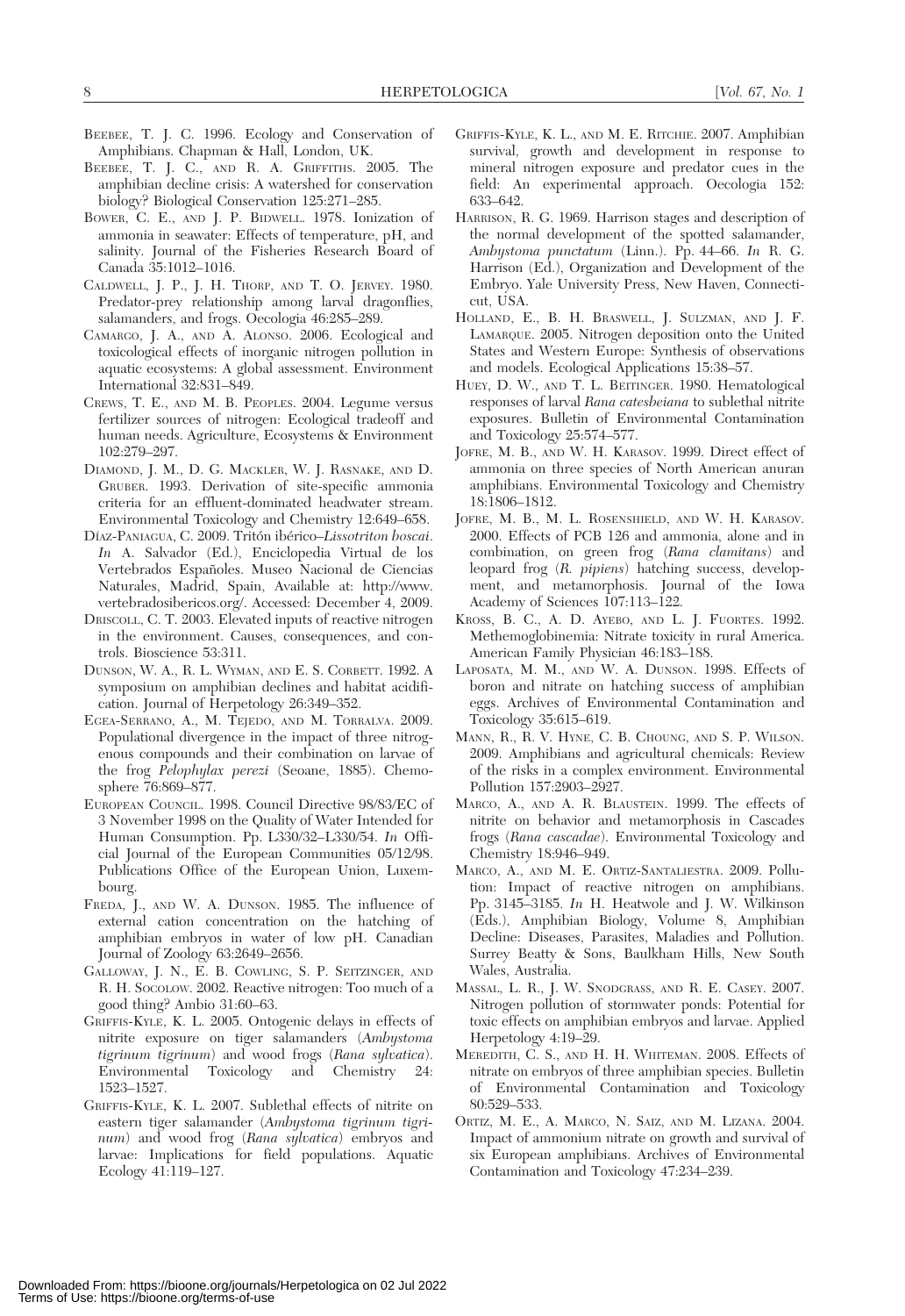BEEBEE, T. J. C. 1996. Ecology and Conservation of Amphibians. Chapman & Hall, London, UK.

BEEBEE, T. J. C., AND R. A. GRIFFITHS. 2005. The amphibian decline crisis: A watershed for conservation biology? Biological Conservation 125:271–285.

BOWER, C. E., AND J. P. BIDWELL. 1978. Ionization of ammonia in seawater: Effects of temperature, pH, and salinity. Journal of the Fisheries Research Board of Canada 35:1012–1016.

CALDWELL, J. P., J. H. THORP, AND T. O. JERVEY. 1980. Predator-prey relationship among larval dragonflies, salamanders, and frogs. Oecologia 46:285–289.

CAMARGO, J. A., AND A. ALONSO. 2006. Ecological and toxicological effects of inorganic nitrogen pollution in aquatic ecosystems: A global assessment. Environment International 32:831–849.

CREWS, T. E., AND M. B. PEOPLES. 2004. Legume versus fertilizer sources of nitrogen: Ecological tradeoff and human needs. Agriculture, Ecosystems & Environment 102:279–297.

DIAMOND, J. M., D. G. MACKLER, W. J. RASNAKE, AND D. GRUBER. 1993. Derivation of site-specific ammonia criteria for an effluent-dominated headwater stream. Environmental Toxicology and Chemistry 12:649–658.

DÍAZ-PANIAGUA, C. 2009. Tritón ibérico–*Lissotriton boscai*. *In* A. Salvador (Ed.), Enciclopedia Virtual de los Vertebrados Españoles. Museo Nacional de Ciencias Naturales, Madrid, Spain, Available at: http://www.vertebradosibericos.org/. Accessed: December 4, 2009.

DRISCOLL, C. T. 2003. Elevated inputs of reactive nitrogen in the environment. Causes, consequences, and controls. Bioscience 53:311.

DUNSON, W. A., R. L. WYMAN, AND E. S. CORBETT. 1992. A symposium on amphibian declines and habitat acidification. Journal of Herpetology 26:349–352.

EGEA-SERRANO, A., M. TEJEDO, AND M. TORRALVA. 2009. Populational divergence in the impact of three nitrogenous compounds and their combination on larvae of the frog *Pelophylax perezi* (Seoane, 1885). Chemosphere 76:869–877.

EUROPEAN COUNCIL. 1998. Council Directive 98/83/EC of 3 November 1998 on the Quality of Water Intended for Human Consumption. Pp. L330/32–L330/54. *In* Official Journal of the European Communities 05/12/98. Publications Office of the European Union, Luxembourg.

FREDA, J., AND W. A. DUNSON. 1985. The influence of external cation concentration on the hatching of amphibian embryos in water of low pH. Canadian Journal of Zoology 63:2649–2656.

GALLOWAY, J. N., E. B. COWLING, S. P. SEITZINGER, AND R. H. SOCOLOW. 2002. Reactive nitrogen: Too much of a good thing? Ambio 31:60–63.

GRIFFIS-KYLE, K. L. 2005. Ontogenic delays in effects of nitrite exposure on tiger salamanders (*Ambystoma tigrinum tigrinum*) and wood frogs (*Rana sylvatica*). Environmental Toxicology and Chemistry 24: 1523–1527.

GRIFFIS-KYLE, K. L. 2007. Sublethal effects of nitrite on eastern tiger salamander (*Ambystoma tigrinum tigrinum*) and wood frog (*Rana sylvatica*) embryos and larvae: Implications for field populations. Aquatic Ecology 41:119–127.

GRIFFIS-KYLE, K. L., AND M. E. RITCHIE. 2007. Amphibian survival, growth and development in response to mineral nitrogen exposure and predator cues in the field: An experimental approach. Oecologia 152: 633–642.

HARRISON, R. G. 1969. Harrison stages and description of the normal development of the spotted salamander, *Ambystoma punctatum* (Linn.). Pp. 44–66. *In* R. G. Harrison (Ed.), Organization and Development of the Embryo. Yale University Press, New Haven, Connecticut, USA.

HOLLAND, E., B. H. BRASWELL, J. SULZMAN, AND J. F. LAMARQUE. 2005. Nitrogen deposition onto the United States and Western Europe: Synthesis of observations and models. Ecological Applications 15:38–57.

HUEY, D. W., AND T. L. BEITINGER. 1980. Hematological responses of larval *Rana catesbeiana* to sublethal nitrite exposures. Bulletin of Environmental Contamination and Toxicology 25:574–577.

JOFRE, M. B., AND W. H. KARASOV. 1999. Direct effect of ammonia on three species of North American anuran amphibians. Environmental Toxicology and Chemistry 18:1806–1812.

JOFRE, M. B., M. L. ROSENSHIELD, AND W. H. KARASOV. 2000. Effects of PCB 126 and ammonia, alone and in combination, on green frog (*Rana clamitans*) and leopard frog (*R. pipiens*) hatching success, development, and metamorphosis. Journal of the Iowa Academy of Sciences 107:113–122.

KROSS, B. C., A. D. AYEBO, AND L. J. FUORTES. 1992. Methemoglobinemia: Nitrate toxicity in rural America. American Family Physician 46:183–188.

LAPOSATA, M. M., AND W. A. DUNSON. 1998. Effects of boron and nitrate on hatching success of amphibian eggs. Archives of Environmental Contamination and Toxicology 35:615–619.

MANN, R., R. V. HYNE, C. B. CHOUNG, AND S. P. WILSON. 2009. Amphibians and agricultural chemicals: Review of the risks in a complex environment. Environmental Pollution 157:2903–2927.

MARCO, A., AND A. R. BLAUSTEIN. 1999. The effects of nitrite on behavior and metamorphosis in Cascades frogs (*Rana cascadae*). Environmental Toxicology and Chemistry 18:946–949.

MARCO, A., AND M. E. ORTIZ-SANTALIESTRA. 2009. Pollution: Impact of reactive nitrogen on amphibians. Pp. 3145–3185. *In* H. Heatwole and J. W. Wilkinson (Eds.), Amphibian Biology, Volume 8, Amphibian Decline: Diseases, Parasites, Maladies and Pollution. Surrey Beatty & Sons, Baulkham Hills, New South Wales, Australia.

MASSAL, L. R., J. W. SNODGRASS, AND R. E. CASEY. 2007. Nitrogen pollution of stormwater ponds: Potential for toxic effects on amphibian embryos and larvae. Applied Herpetology 4:19–29.

MEREDITH, C. S., AND H. H. WHITEMAN. 2008. Effects of nitrate on embryos of three amphibian species. Bulletin of Environmental Contamination and Toxicology 80:529–533.

ORTIZ, M. E., A. MARCO, N. SAIZ, AND M. LIZANA. 2004. Impact of ammonium nitrate on growth and survival of six European amphibians. Archives of Environmental Contamination and Toxicology 47:234–239.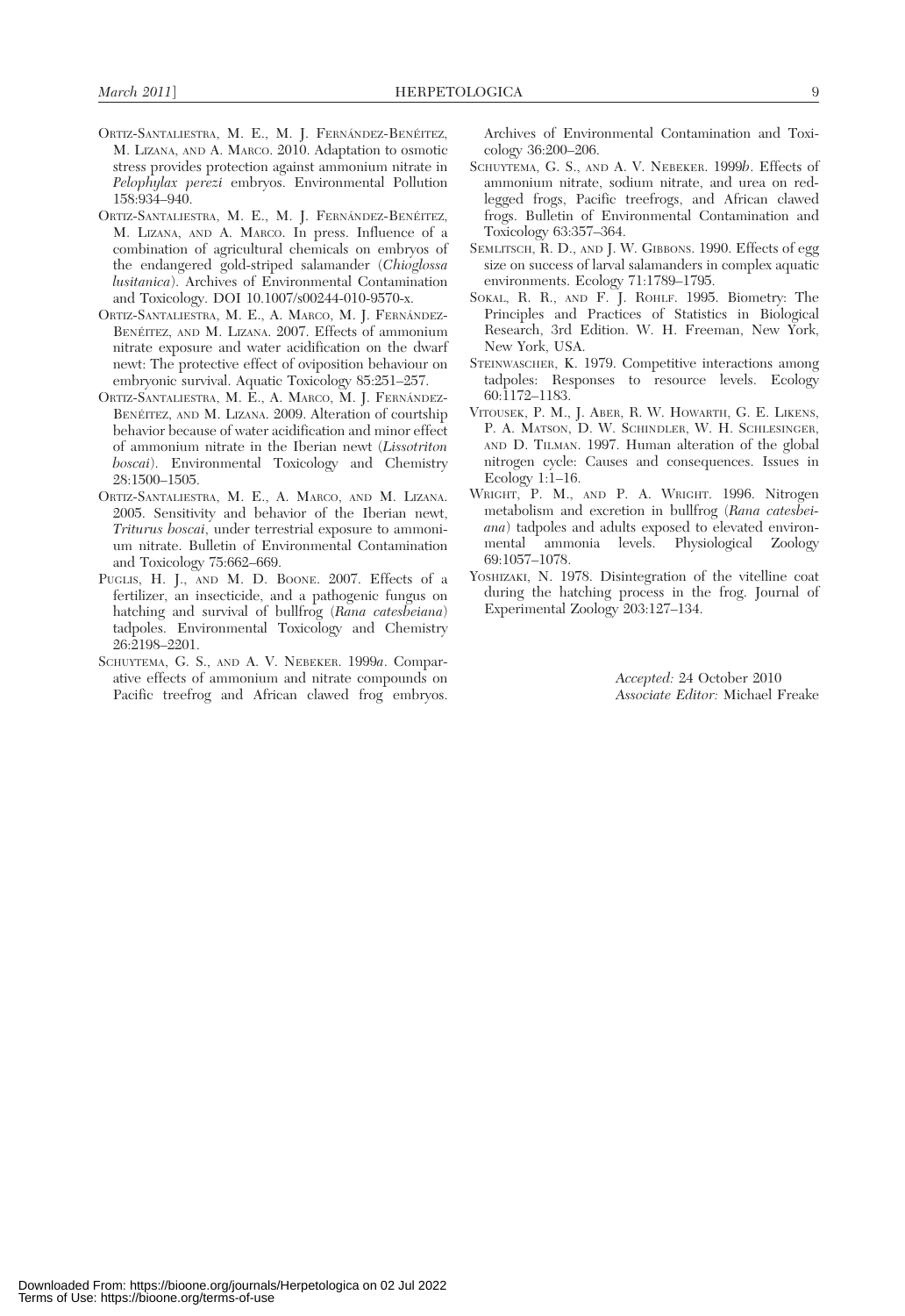ORTIZ-SANTALIESTRA, M. E., M. J. FERNÁNDEZ-BENÉITEZ, M. LIZANA, AND A. MARCO. 2010. Adaptation to osmotic stress provides protection against ammonium nitrate in *Pelophylax perezi* embryos. Environmental Pollution 158:934–940.

ORTIZ-SANTALIESTRA, M. E., M. J. FERNÁNDEZ-BENÉITEZ, M. LIZANA, AND A. MARCO. In press. Influence of a combination of agricultural chemicals on embryos of the endangered gold-striped salamander (*Chioglossa lusitanica*). Archives of Environmental Contamination and Toxicology. DOI 10.1007/s00244-010-9570-x.

ORTIZ-SANTALIESTRA, M. E., A. MARCO, M. J. FERNÁNDEZ-BENÉITEZ, AND M. LIZANA. 2007. Effects of ammonium nitrate exposure and water acidification on the dwarf newt: The protective effect of oviposition behaviour on embryonic survival. Aquatic Toxicology 85:251–257.

ORTIZ-SANTALIESTRA, M. E., A. MARCO, M. J. FERNÁNDEZ-BENÉITEZ, AND M. LIZANA. 2009. Alteration of courtship behavior because of water acidification and minor effect of ammonium nitrate in the Iberian newt (*Lissotriton boscai*). Environmental Toxicology and Chemistry 28:1500–1505.

ORTIZ-SANTALIESTRA, M. E., A. MARCO, AND M. LIZANA. 2005. Sensitivity and behavior of the Iberian newt, *Triturus boscai*, under terrestrial exposure to ammonium nitrate. Bulletin of Environmental Contamination and Toxicology 75:662–669.

PUGLIS, H. J., AND M. D. BOONE. 2007. Effects of a fertilizer, an insecticide, and a pathogenic fungus on hatching and survival of bullfrog (*Rana catesbeiana*) tadpoles. Environmental Toxicology and Chemistry 26:2198–2201.

SCHUYTEMA, G. S., AND A. V. NEBEKER. 1999*a*. Comparative effects of ammonium and nitrate compounds on Pacific treefrog and African clawed frog embryos. Archives of Environmental Contamination and Toxicology 36:200–206.

SCHUYTEMA, G. S., AND A. V. NEBEKER. 1999*b*. Effects of ammonium nitrate, sodium nitrate, and urea on red-legged frogs, Pacific treefrogs, and African clawed frogs. Bulletin of Environmental Contamination and Toxicology 63:357–364.

SEMLITSCH, R. D., AND J. W. GIBBONS. 1990. Effects of egg size on success of larval salamanders in complex aquatic environments. Ecology 71:1789–1795.

SOKAL, R. R., AND F. J. ROHLF. 1995. Biometry: The Principles and Practices of Statistics in Biological Research, 3rd Edition. W. H. Freeman, New York, New York, USA.

STEINWASCHER, K. 1979. Competitive interactions among tadpoles: Responses to resource levels. Ecology 60:1172–1183.

VITOUSEK, P. M., J. ABER, R. W. HOWARTH, G. E. LIKENS, P. A. MATSON, D. W. SCHINDLER, W. H. SCHLESINGER, AND D. TILMAN. 1997. Human alteration of the global nitrogen cycle: Causes and consequences. Issues in Ecology 1:1–16.

WRIGHT, P. M., AND P. A. WRIGHT. 1996. Nitrogen metabolism and excretion in bullfrog (*Rana catesbeiana*) tadpoles and adults exposed to elevated environmental ammonia levels. Physiological Zoology 69:1057–1078.

YOSHIZAKI, N. 1978. Disintegration of the vitelline coat during the hatching process in the frog. Journal of Experimental Zoology 203:127–134.

*Accepted:* 24 October 2010
*Associate Editor:* Michael Freake